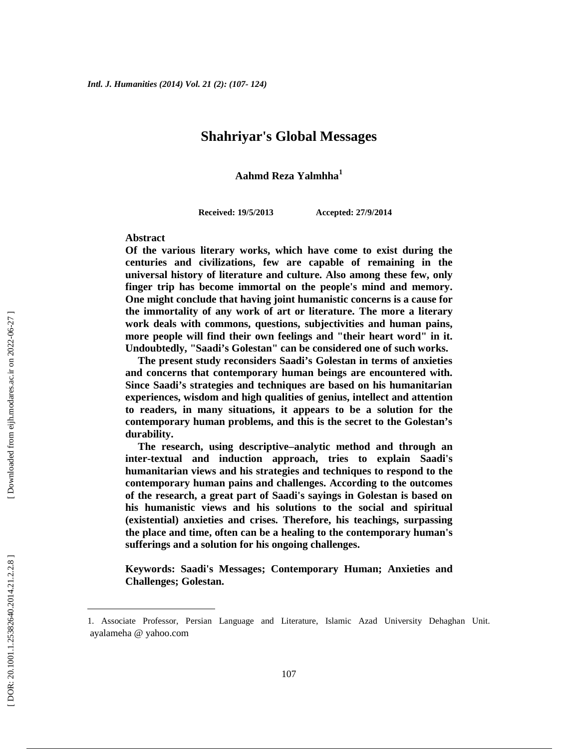# Shahriyar's Global Messages

**Aahmd Reza Yalmhha**[1]

**Received: 19/5/2013 Accepted: 27/9/2014**

## Abstract

**Of the various literary works, which have come to exist during the centuries and civilizations, few are capable of remaining in the universal history of literature and culture. Also among these few, only finger trip has become immortal on the people's mind and memory. One might conclude that having joint humanistic concerns is a cause for the immortality of any work of art or literature. The more a literary work deals with commons, questions, subjectivities and human pains, more people will find their own feelings and "their heart word" in it. Undoubtedly, "Saadi's Golestan" can be considered one of such works.**

**The present study reconsiders Saadi's Golestan in terms of anxieties and concerns that contemporary human beings are encountered with. Since Saadi's strategies and techniques are based on his humanitarian experiences, wisdom and high qualities of genius, intellect and attention to readers, in many situations, it appears to be a solution for the contemporary human problems, and this is the secret to the Golestan's durability.**

**The research, using descriptive–analytic method and through an inter-textual and induction approach, tries to explain Saadi's humanitarian views and his strategies and techniques to respond to the contemporary human pains and challenges. According to the outcomes of the research, a great part of Saadi's sayings in Golestan is based on his humanistic views and his solutions to the social and spiritual (existential) anxieties and crises. Therefore, his teachings, surpassing the place and time, often can be a healing to the contemporary human's sufferings and a solution for his ongoing challenges.**

**Keywords: Saadi's Messages; Contemporary Human; Anxieties and Challenges; Golestan.**

---

1. Associate Professor, Persian Language and Literature, Islamic Azad University Dehaghan Unit. ayalameha @ yahoo.com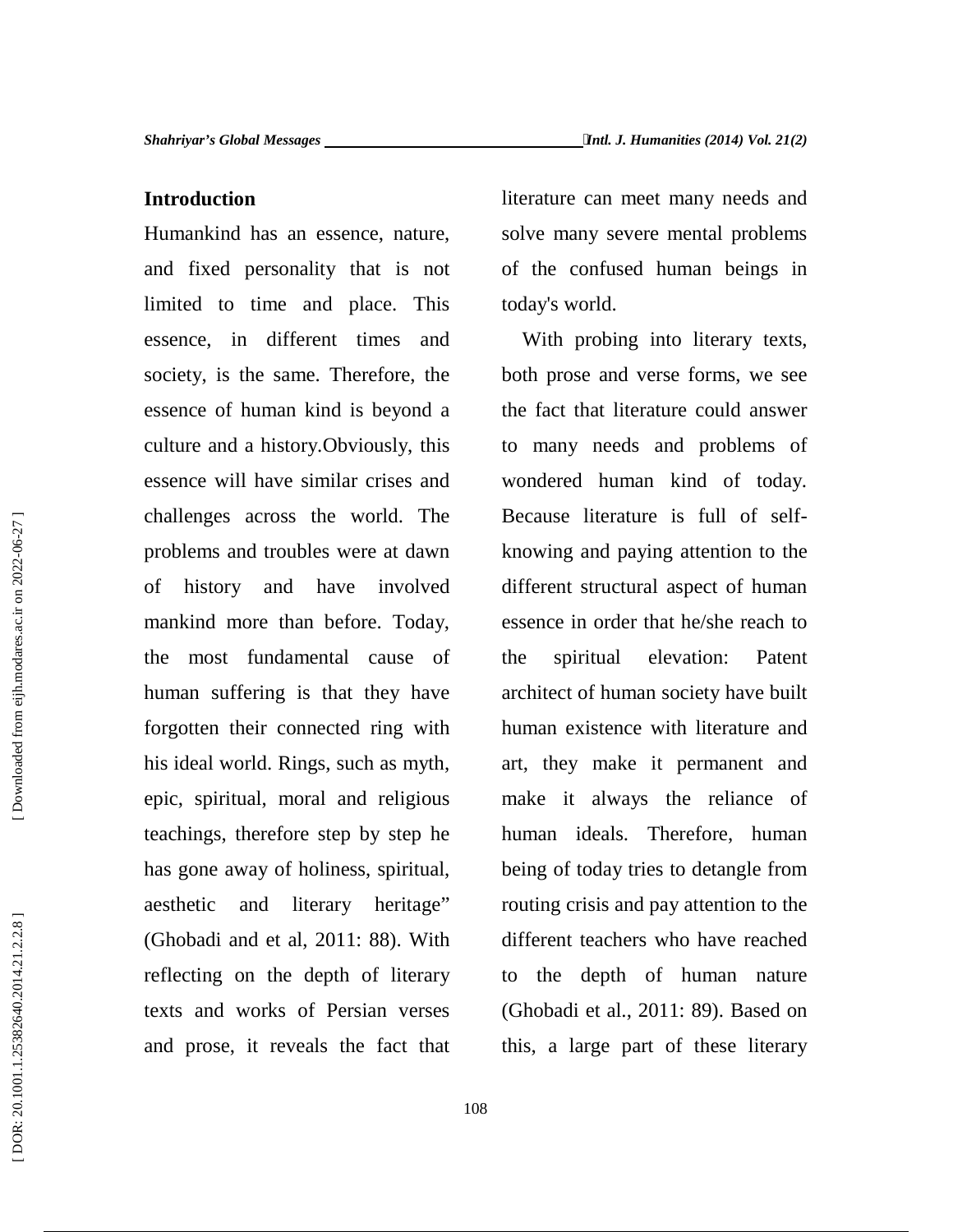## Introduction

Humankind has an essence, nature, and fixed personality that is not limited to time and place. This essence, in different times and society, is the same. Therefore, the essence of human kind is beyond a culture and a history.Obviously, this essence will have similar crises and challenges across the world. The problems and troubles were at dawn of history and have involved mankind more than before. Today, the most fundamental cause of human suffering is that they have forgotten their connected ring with his ideal world. Rings, such as myth, epic, spiritual, moral and religious teachings, therefore step by step he has gone away of holiness, spiritual, aesthetic and literary heritage" (Ghobadi and et al, 2011: 88). With reflecting on the depth of literary texts and works of Persian verses and prose, it reveals the fact that literature can meet many needs and solve many severe mental problems of the confused human beings in today's world.

With probing into literary texts, both prose and verse forms, we see the fact that literature could answer to many needs and problems of wondered human kind of today. Because literature is full of self-knowing and paying attention to the different structural aspect of human essence in order that he/she reach to the spiritual elevation: Patent architect of human society have built human existence with literature and art, they make it permanent and make it always the reliance of human ideals. Therefore, human being of today tries to detangle from routing crisis and pay attention to the different teachers who have reached to the depth of human nature (Ghobadi et al., 2011: 89). Based on this, a large part of these literary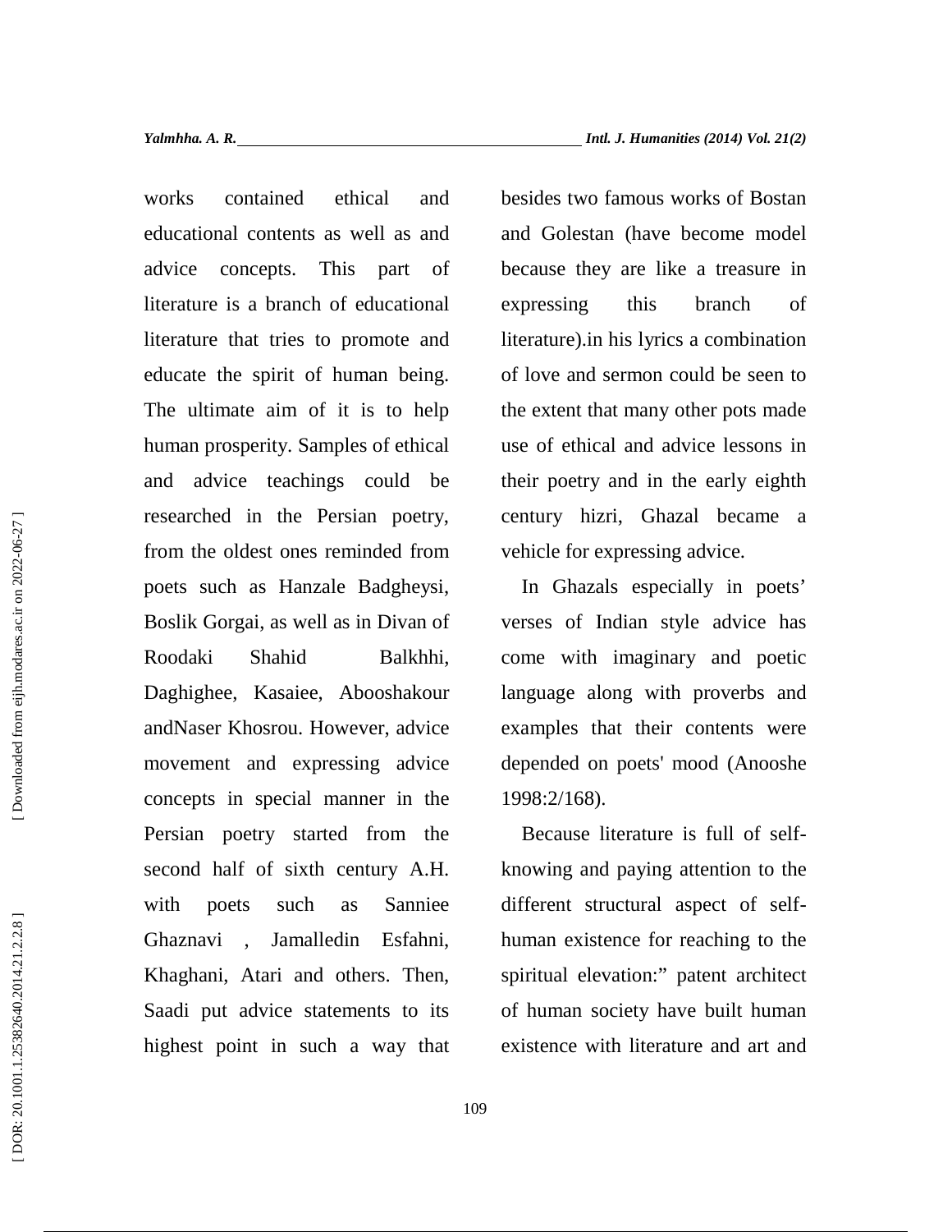works contained ethical and educational contents as well as and advice concepts. This part of literature is a branch of educational literature that tries to promote and educate the spirit of human being. The ultimate aim of it is to help human prosperity. Samples of ethical and advice teachings could be researched in the Persian poetry, from the oldest ones reminded from poets such as Hanzale Badgheysi, Boslik Gorgai, as well as in Divan of Roodaki Shahid Balkhhi, Daghighee, Kasaiee, Abooshakour andNaser Khosrou. However, advice movement and expressing advice concepts in special manner in the Persian poetry started from the second half of sixth century A.H. with poets such as Sanniee Ghaznavi , Jamalledin Esfahni, Khaghani, Atari and others. Then, Saadi put advice statements to its highest point in such a way that besides two famous works of Bostan and Golestan (have become model because they are like a treasure in expressing this branch of literature).in his lyrics a combination of love and sermon could be seen to the extent that many other pots made use of ethical and advice lessons in their poetry and in the early eighth century hizri, Ghazal became a vehicle for expressing advice.

In Ghazals especially in poets' verses of Indian style advice has come with imaginary and poetic language along with proverbs and examples that their contents were depended on poets' mood (Anooshe 1998:2/168).

Because literature is full of self-knowing and paying attention to the different structural aspect of self-human existence for reaching to the spiritual elevation:" patent architect of human society have built human existence with literature and art and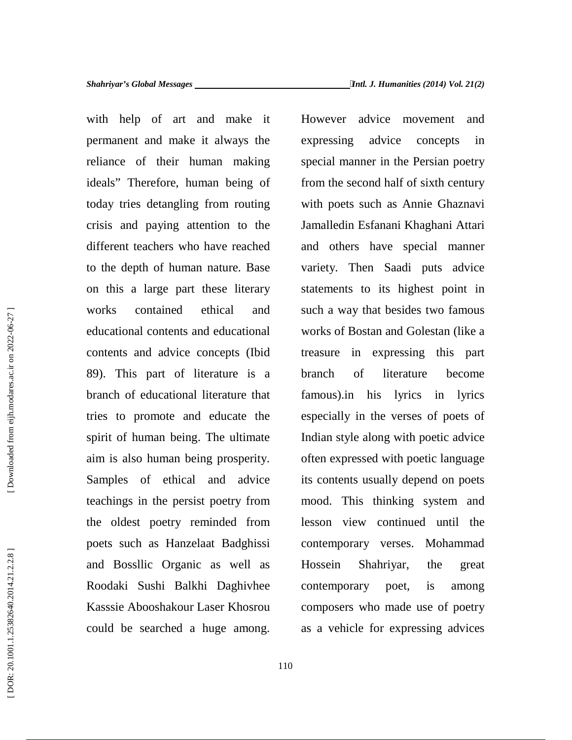with help of art and make it permanent and make it always the reliance of their human making ideals" Therefore, human being of today tries detangling from routing crisis and paying attention to the different teachers who have reached to the depth of human nature. Base on this a large part these literary works contained ethical and educational contents and educational contents and advice concepts (Ibid 89). This part of literature is a branch of educational literature that tries to promote and educate the spirit of human being. The ultimate aim is also human being prosperity. Samples of ethical and advice teachings in the persist poetry from the oldest poetry reminded from poets such as Hanzelaat Badghissi and Bossllic Organic as well as Roodaki Sushi Balkhi Daghivhee Kasssie Abooshakour Laser Khosrou could be searched a huge among. However advice movement and expressing advice concepts in special manner in the Persian poetry from the second half of sixth century with poets such as Annie Ghaznavi Jamalledin Esfanani Khaghani Attari and others have special manner variety. Then Saadi puts advice statements to its highest point in such a way that besides two famous works of Bostan and Golestan (like a treasure in expressing this part branch of literature become famous).in his lyrics in lyrics especially in the verses of poets of Indian style along with poetic advice often expressed with poetic language its contents usually depend on poets mood. This thinking system and lesson view continued until the contemporary verses. Mohammad Hossein Shahriyar, the great contemporary poet, is among composers who made use of poetry as a vehicle for expressing advices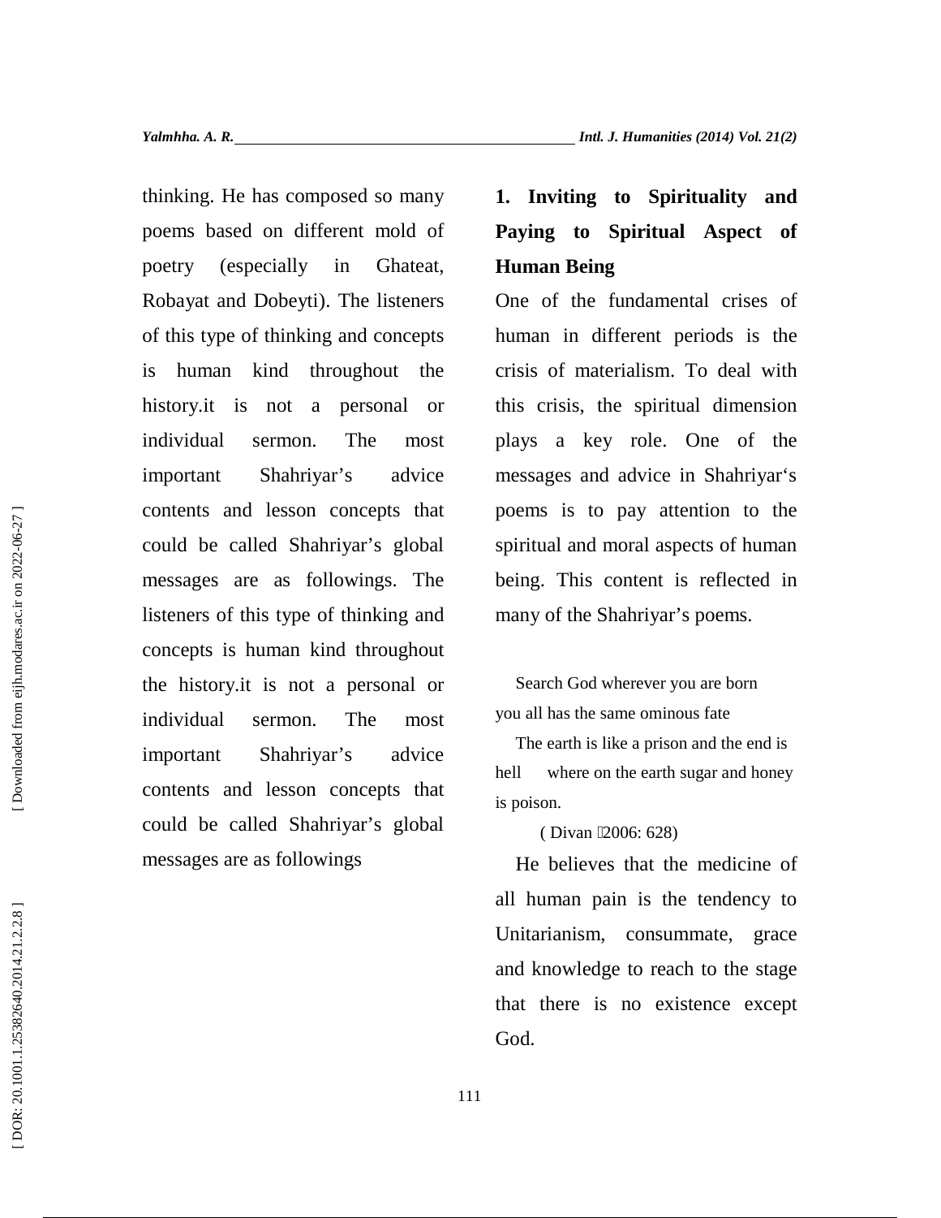thinking. He has composed so many poems based on different mold of poetry (especially in Ghateat, Robayat and Dobeyti). The listeners of this type of thinking and concepts is human kind throughout the history.it is not a personal or individual sermon. The most important Shahriyar's advice contents and lesson concepts that could be called Shahriyar's global messages are as followings. The listeners of this type of thinking and concepts is human kind throughout the history.it is not a personal or individual sermon. The most important Shahriyar's advice contents and lesson concepts that could be called Shahriyar's global messages are as followings

## 1. Inviting to Spirituality and Paying to Spiritual Aspect of Human Being

One of the fundamental crises of human in different periods is the crisis of materialism. To deal with this crisis, the spiritual dimension plays a key role. One of the messages and advice in Shahriyar's poems is to pay attention to the spiritual and moral aspects of human being. This content is reflected in many of the Shahriyar's poems.

Search God wherever you are born
you all has the same ominous fate

The earth is like a prison and the end is hell where on the earth sugar and honey is poison.

( Divan 2006: 628)

He believes that the medicine of all human pain is the tendency to Unitarianism, consummate, grace and knowledge to reach to the stage that there is no existence except God.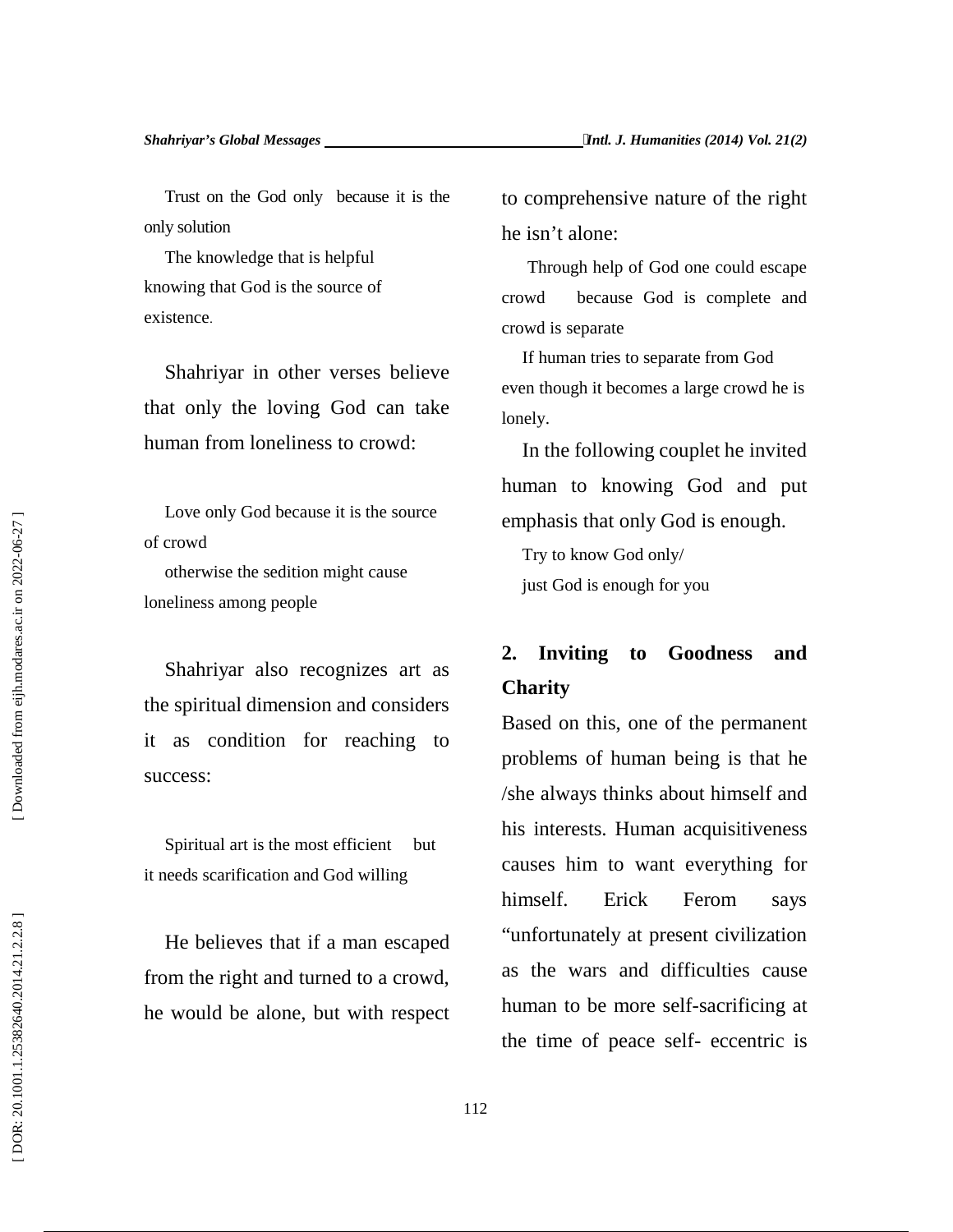Trust on the God only because it is the only solution

The knowledge that is helpful knowing that God is the source of existence.

Shahriyar in other verses believe that only the loving God can take human from loneliness to crowd:

Love only God because it is the source of crowd

otherwise the sedition might cause loneliness among people

Shahriyar also recognizes art as the spiritual dimension and considers it as condition for reaching to success:

Spiritual art is the most efficient but it needs scarification and God willing

He believes that if a man escaped from the right and turned to a crowd, he would be alone, but with respect to comprehensive nature of the right he isn't alone:

Through help of God one could escape crowd because God is complete and crowd is separate

If human tries to separate from God even though it becomes a large crowd he is lonely.

In the following couplet he invited human to knowing God and put emphasis that only God is enough.

Try to know God only/

just God is enough for you

## 2. Inviting to Goodness and Charity

Based on this, one of the permanent problems of human being is that he /she always thinks about himself and his interests. Human acquisitiveness causes him to want everything for himself. Erick Ferom says "unfortunately at present civilization as the wars and difficulties cause human to be more self-sacrificing at the time of peace self- eccentric is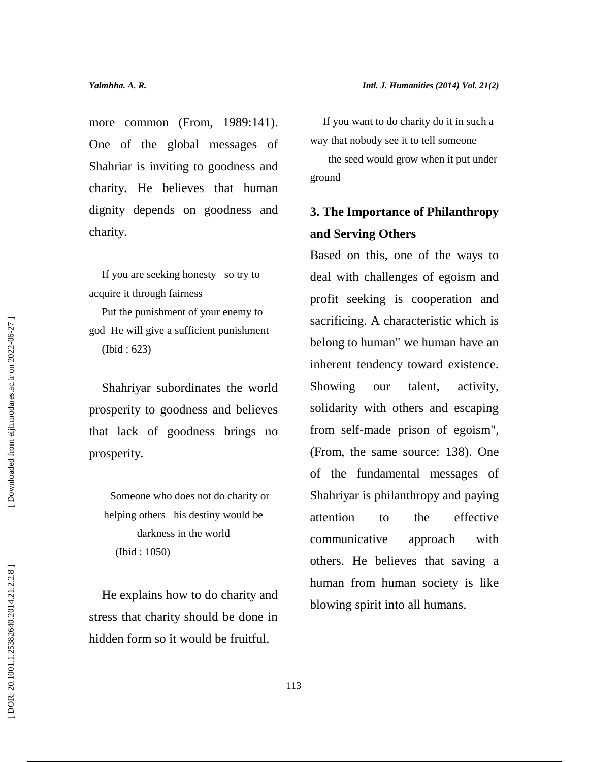more common (From, 1989:141). One of the global messages of Shahriar is inviting to goodness and charity. He believes that human dignity depends on goodness and charity.

If you are seeking honesty so try to acquire it through fairness

Put the punishment of your enemy to god He will give a sufficient punishment

(Ibid : 623)

Shahriyar subordinates the world prosperity to goodness and believes that lack of goodness brings no prosperity.

Someone who does not do charity or helping others his destiny would be darkness in the world

(Ibid : 1050)

He explains how to do charity and stress that charity should be done in hidden form so it would be fruitful.

If you want to do charity do it in such a way that nobody see it to tell someone

the seed would grow when it put under ground

### 3. The Importance of Philanthropy and Serving Others

Based on this, one of the ways to deal with challenges of egoism and profit seeking is cooperation and sacrificing. A characteristic which is belong to human" we human have an inherent tendency toward existence. Showing our talent, activity, solidarity with others and escaping from self-made prison of egoism", (From, the same source: 138). One of the fundamental messages of Shahriyar is philanthropy and paying attention to the effective communicative approach with others. He believes that saving a human from human society is like blowing spirit into all humans.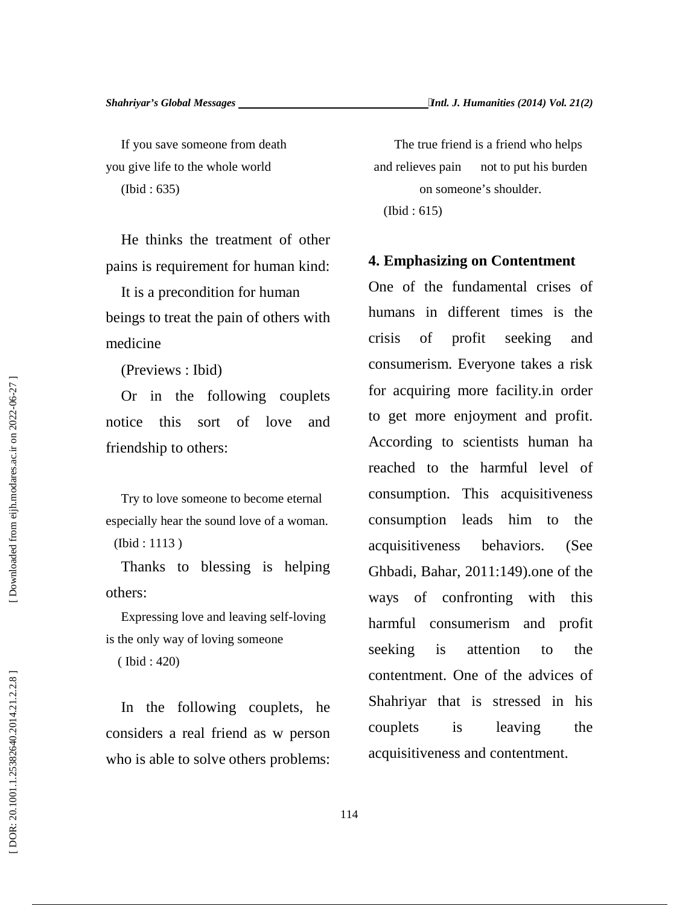If you save someone from death
you give life to the whole world
(Ibid : 635)

He thinks the treatment of other pains is requirement for human kind:

It is a precondition for human beings to treat the pain of others with medicine

(Previews : Ibid)

Or in the following couplets notice this sort of love and friendship to others:

Try to love someone to become eternal
especially hear the sound love of a woman.
(Ibid : 1113 )

Thanks to blessing is helping others:

Expressing love and leaving self-loving
is the only way of loving someone
( Ibid : 420)

In the following couplets, he considers a real friend as w person who is able to solve others problems:

The true friend is a friend who helps
and relieves pain not to put his burden
on someone's shoulder.
(Ibid : 615)

### 4. Emphasizing on Contentment

One of the fundamental crises of humans in different times is the crisis of profit seeking and consumerism. Everyone takes a risk for acquiring more facility.in order to get more enjoyment and profit. According to scientists human ha reached to the harmful level of consumption. This acquisitiveness consumption leads him to the acquisitiveness behaviors. (See Ghbadi, Bahar, 2011:149).one of the ways of confronting with this harmful consumerism and profit seeking is attention to the contentment. One of the advices of Shahriyar that is stressed in his couplets is leaving the acquisitiveness and contentment.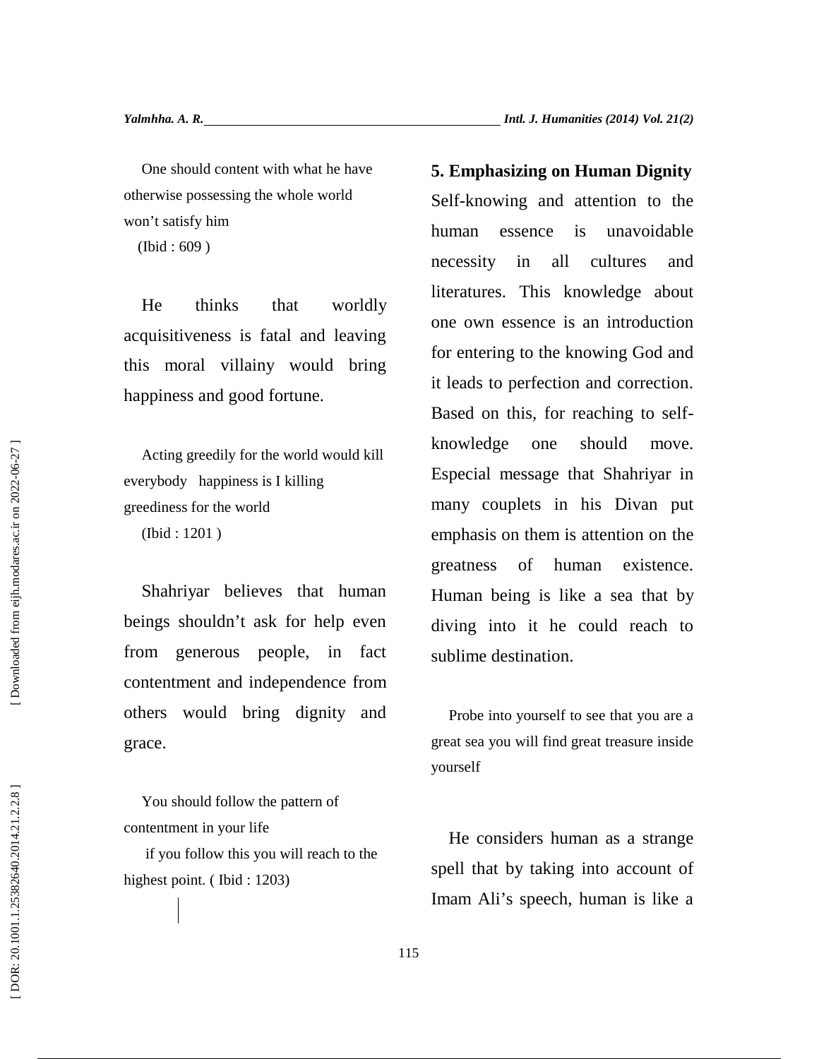One should content with what he have otherwise possessing the whole world won't satisfy him

(Ibid : 609 )

He thinks that worldly acquisitiveness is fatal and leaving this moral villainy would bring happiness and good fortune.

Acting greedily for the world would kill everybody happiness is I killing greediness for the world

(Ibid : 1201 )

Shahriyar believes that human beings shouldn't ask for help even from generous people, in fact contentment and independence from others would bring dignity and grace.

You should follow the pattern of contentment in your life

if you follow this you will reach to the highest point. ( Ibid : 1203)

## 5. Emphasizing on Human Dignity

Self-knowing and attention to the human essence is unavoidable necessity in all cultures and literatures. This knowledge about one own essence is an introduction for entering to the knowing God and it leads to perfection and correction. Based on this, for reaching to self-knowledge one should move. Especial message that Shahriyar in many couplets in his Divan put emphasis on them is attention on the greatness of human existence. Human being is like a sea that by diving into it he could reach to sublime destination.

Probe into yourself to see that you are a great sea you will find great treasure inside yourself

He considers human as a strange spell that by taking into account of Imam Ali's speech, human is like a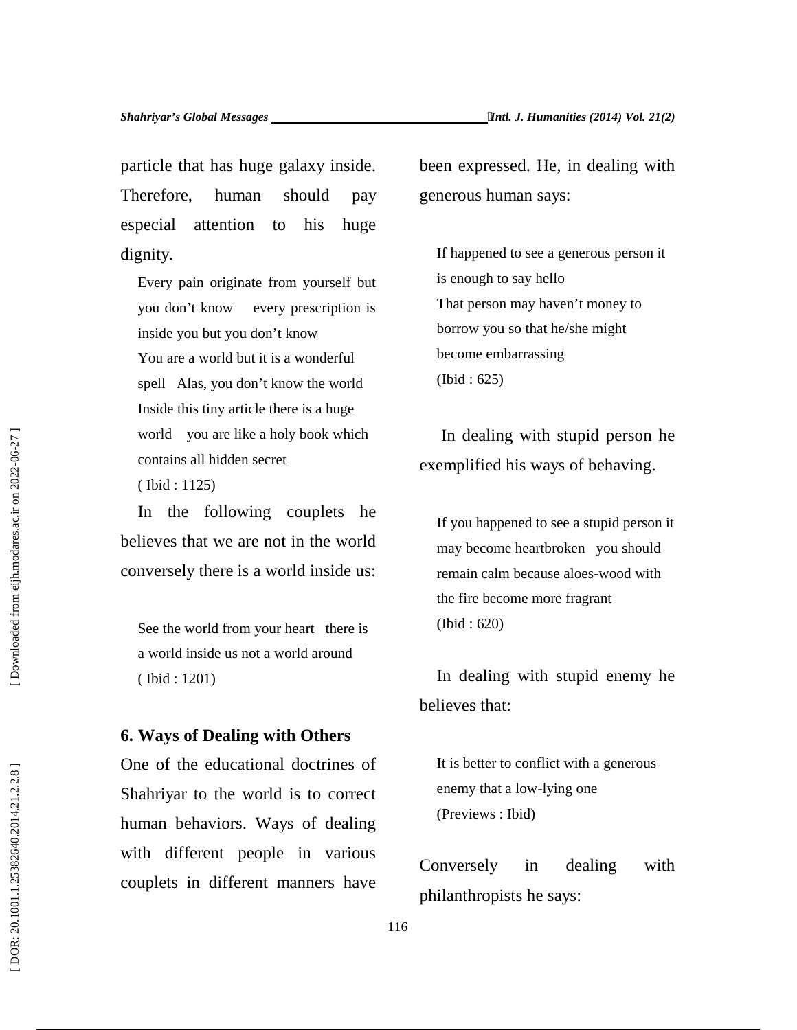particle that has huge galaxy inside. Therefore, human should pay especial attention to his huge dignity.

> Every pain originate from yourself but you don't know   every prescription is inside you but you don't know
> You are a world but it is a wonderful spell   Alas, you don't know the world
> Inside this tiny article there is a huge world   you are like a holy book which contains all hidden secret
> ( Ibid : 1125)

In the following couplets he believes that we are not in the world conversely there is a world inside us:

> See the world from your heart   there is a world inside us not a world around
> ( Ibid : 1201)

## 6. Ways of Dealing with Others

One of the educational doctrines of Shahriyar to the world is to correct human behaviors. Ways of dealing with different people in various couplets in different manners have been expressed. He, in dealing with generous human says:

> If happened to see a generous person it is enough to say hello
> That person may haven't money to borrow you so that he/she might become embarrassing
> (Ibid : 625)

In dealing with stupid person he exemplified his ways of behaving.

> If you happened to see a stupid person it may become heartbroken   you should remain calm because aloes-wood with the fire become more fragrant
> (Ibid : 620)

In dealing with stupid enemy he believes that:

> It is better to conflict with a generous enemy that a low-lying one
> (Previews : Ibid)

Conversely in dealing with philanthropists he says: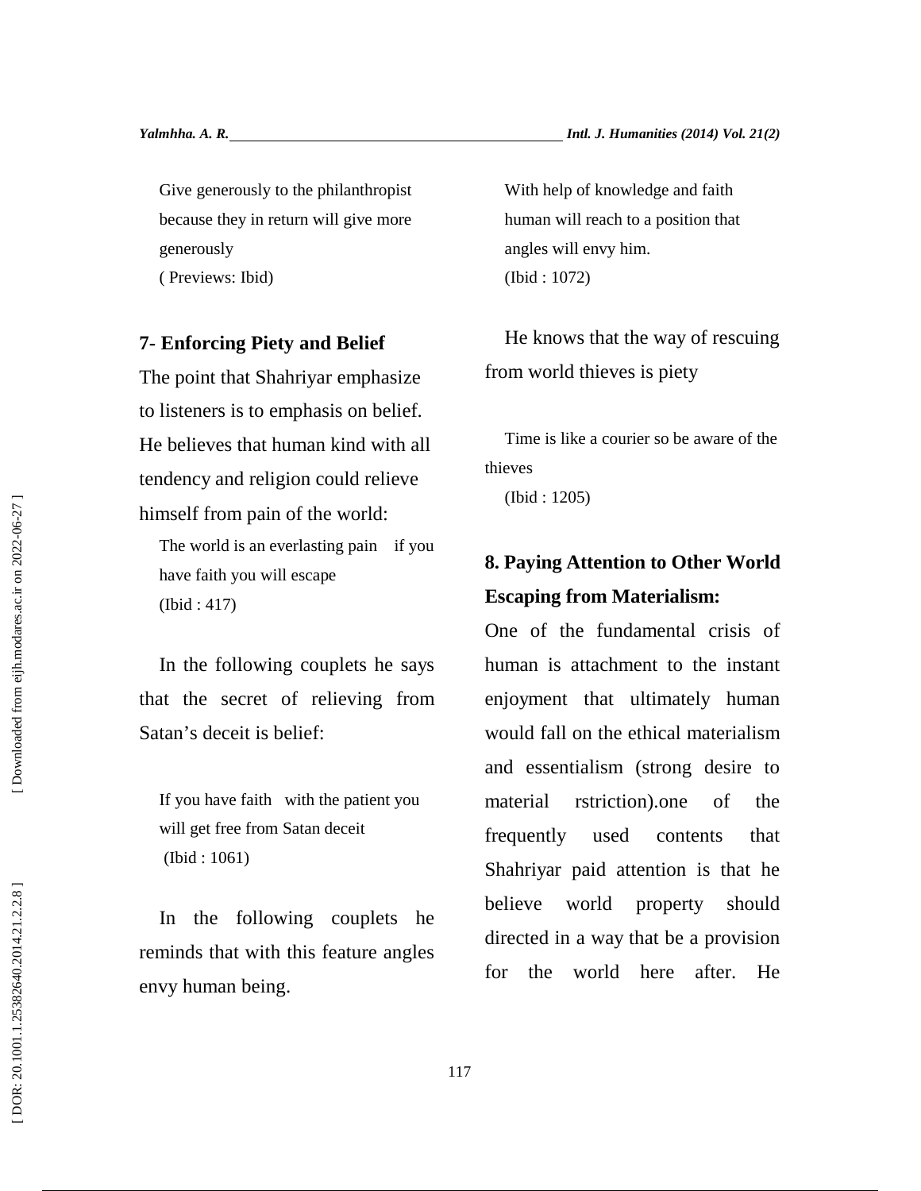Give generously to the philanthropist because they in return will give more generously
( Previews: Ibid)

## 7- Enforcing Piety and Belief

The point that Shahriyar emphasize to listeners is to emphasis on belief. He believes that human kind with all tendency and religion could relieve himself from pain of the world:

The world is an everlasting pain    if you have faith you will escape
(Ibid : 417)

In the following couplets he says that the secret of relieving from Satan's deceit is belief:

If you have faith   with the patient you will get free from Satan deceit
(Ibid : 1061)

In the following couplets he reminds that with this feature angles envy human being.

With help of knowledge and faith human will reach to a position that angles will envy him.
(Ibid : 1072)

He knows that the way of rescuing from world thieves is piety

Time is like a courier so be aware of the thieves
(Ibid : 1205)

## 8. Paying Attention to Other World Escaping from Materialism:

One of the fundamental crisis of human is attachment to the instant enjoyment that ultimately human would fall on the ethical materialism and essentialism (strong desire to material rstriction).one of the frequently used contents that Shahriyar paid attention is that he believe world property should directed in a way that be a provision for the world here after. He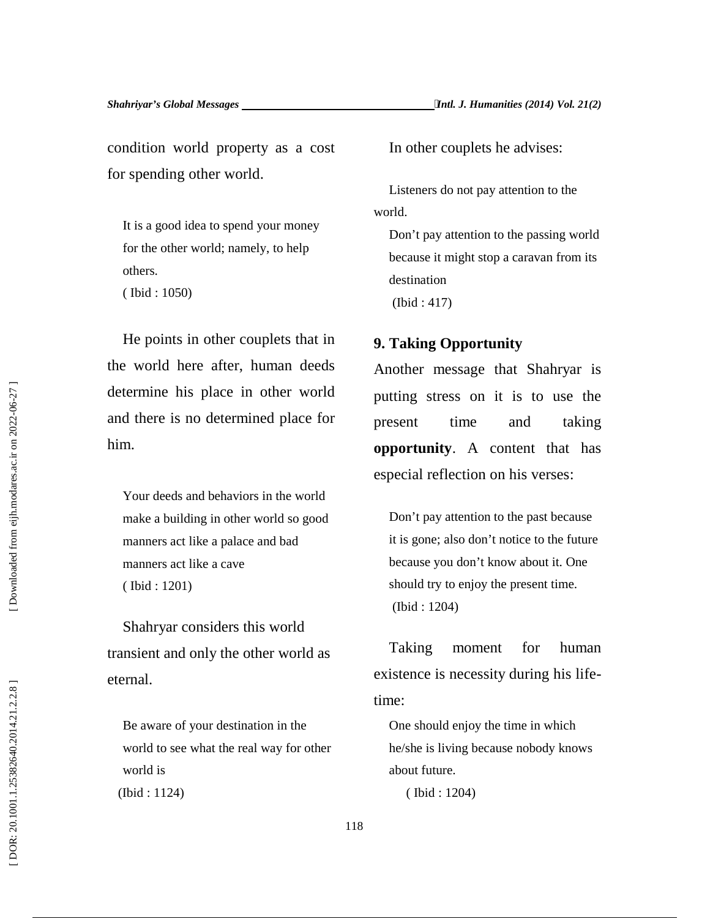condition world property as a cost for spending other world.

> It is a good idea to spend your money for the other world; namely, to help others.
> ( Ibid : 1050)

He points in other couplets that in the world here after, human deeds determine his place in other world and there is no determined place for him.

> Your deeds and behaviors in the world make a building in other world so good manners act like a palace and bad manners act like a cave
> ( Ibid : 1201)

Shahryar considers this world transient and only the other world as eternal.

> Be aware of your destination in the world to see what the real way for other world is
> (Ibid : 1124)

In other couplets he advises:

> Listeners do not pay attention to the world.
> Don't pay attention to the passing world because it might stop a caravan from its destination
> (Ibid : 417)

## 9. Taking Opportunity

Another message that Shahryar is putting stress on it is to use the present time and taking **opportunity**. A content that has especial reflection on his verses:

> Don't pay attention to the past because it is gone; also don't notice to the future because you don't know about it. One should try to enjoy the present time.
> (Ibid : 1204)

Taking moment for human existence is necessity during his life-time:

> One should enjoy the time in which he/she is living because nobody knows about future.
> ( Ibid : 1204)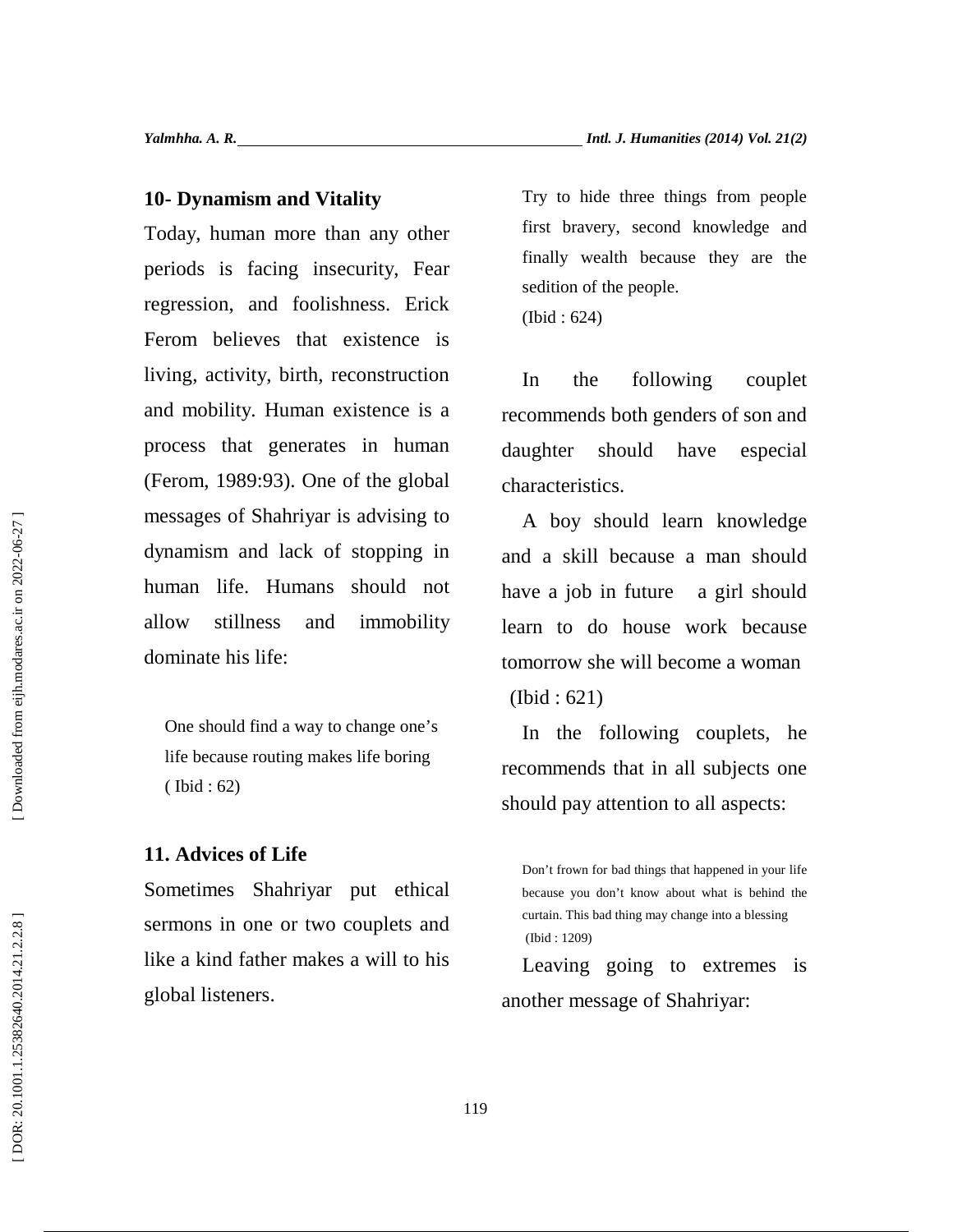## 10- Dynamism and Vitality

Today, human more than any other periods is facing insecurity, Fear regression, and foolishness. Erick Ferom believes that existence is living, activity, birth, reconstruction and mobility. Human existence is a process that generates in human (Ferom, 1989:93). One of the global messages of Shahriyar is advising to dynamism and lack of stopping in human life. Humans should not allow stillness and immobility dominate his life:

> One should find a way to change one's life because routing makes life boring
> ( Ibid : 62)

## 11. Advices of Life

Sometimes Shahriyar put ethical sermons in one or two couplets and like a kind father makes a will to his global listeners.

> Try to hide three things from people first bravery, second knowledge and finally wealth because they are the sedition of the people.
> (Ibid : 624)

In the following couplet recommends both genders of son and daughter should have especial characteristics.

A boy should learn knowledge and a skill because a man should have a job in future a girl should learn to do house work because tomorrow she will become a woman
(Ibid : 621)

In the following couplets, he recommends that in all subjects one should pay attention to all aspects:

> Don't frown for bad things that happened in your life because you don't know about what is behind the curtain. This bad thing may change into a blessing
> (Ibid : 1209)

Leaving going to extremes is another message of Shahriyar: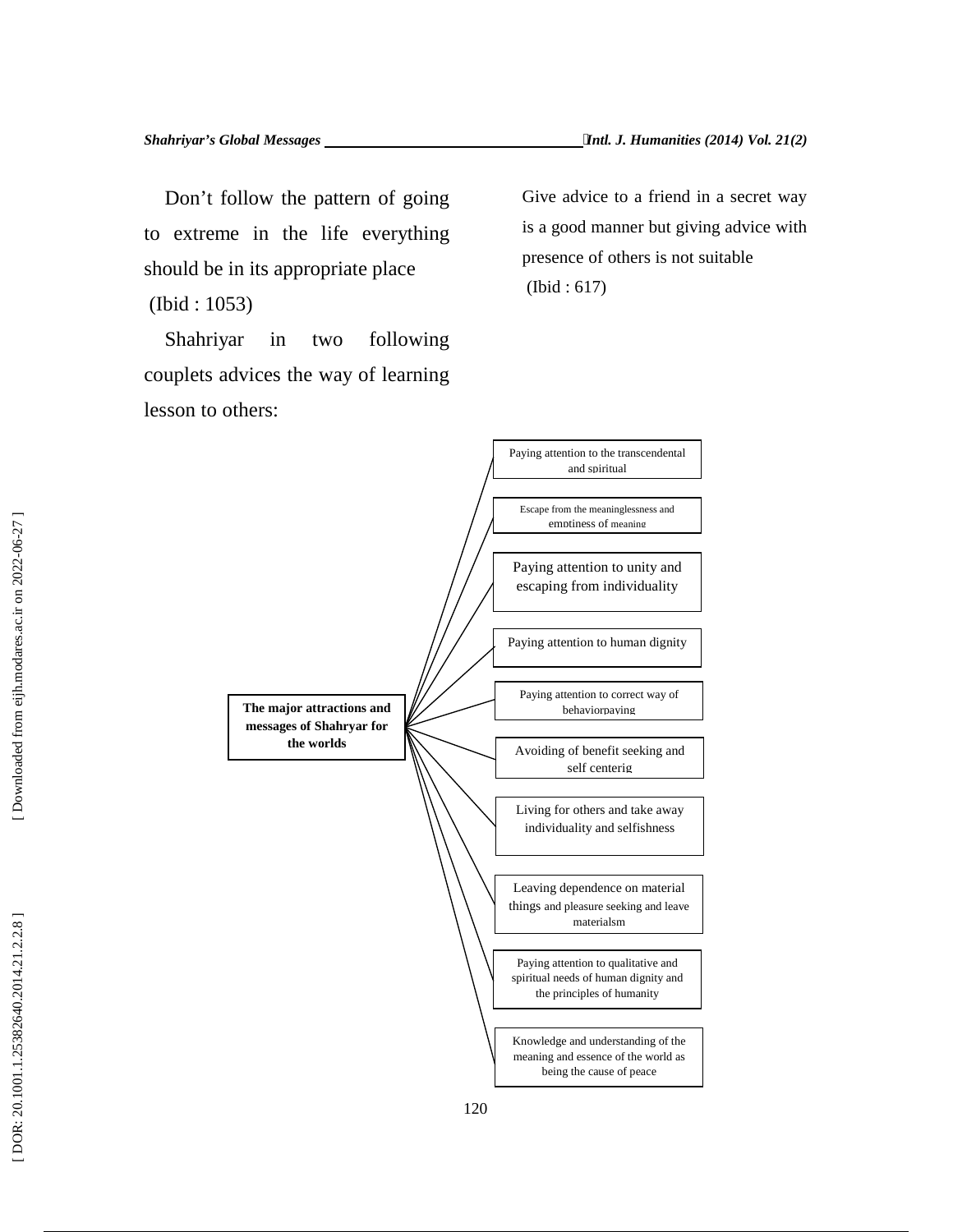Don't follow the pattern of going to extreme in the life everything should be in its appropriate place

(Ibid : 1053)

Shahriyar in two following couplets advices the way of learning lesson to others:

Give advice to a friend in a secret way is a good manner but giving advice with presence of others is not suitable

(Ibid : 617)

**The major attractions and messages of Shahryar for the worlds**

- Paying attention to the transcendental and spiritual
- Escape from the meaninglessness and emptiness of meaning
- Paying attention to unity and escaping from individuality
- Paying attention to human dignity
- Paying attention to correct way of behaviorpaying
- Avoiding of benefit seeking and self centerig
- Living for others and take away individuality and selfishness
- Leaving dependence on material things and pleasure seeking and leave materialsm
- Paying attention to qualitative and spiritual needs of human dignity and the principles of humanity
- Knowledge and understanding of the meaning and essence of the world as being the cause of peace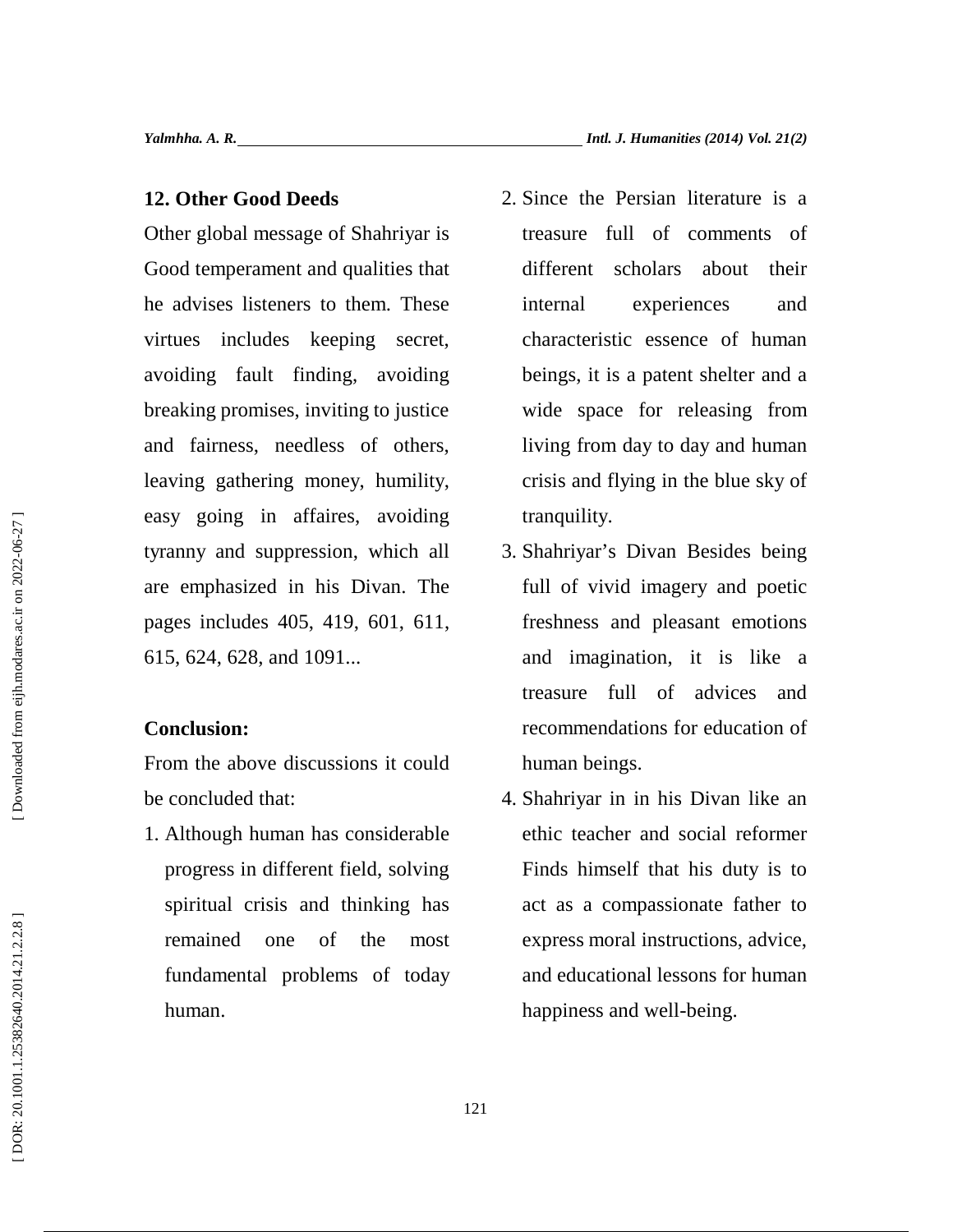### 12. Other Good Deeds

Other global message of Shahriyar is Good temperament and qualities that he advises listeners to them. These virtues includes keeping secret, avoiding fault finding, avoiding breaking promises, inviting to justice and fairness, needless of others, leaving gathering money, humility, easy going in affaires, avoiding tyranny and suppression, which all are emphasized in his Divan. The pages includes 405, 419, 601, 611, 615, 624, 628, and 1091...

### Conclusion:

From the above discussions it could be concluded that:

1. Although human has considerable progress in different field, solving spiritual crisis and thinking has remained one of the most fundamental problems of today human.
2. Since the Persian literature is a treasure full of comments of different scholars about their internal experiences and characteristic essence of human beings, it is a patent shelter and a wide space for releasing from living from day to day and human crisis and flying in the blue sky of tranquility.
3. Shahriyar's Divan Besides being full of vivid imagery and poetic freshness and pleasant emotions and imagination, it is like a treasure full of advices and recommendations for education of human beings.
4. Shahriyar in in his Divan like an ethic teacher and social reformer Finds himself that his duty is to act as a compassionate father to express moral instructions, advice, and educational lessons for human happiness and well-being.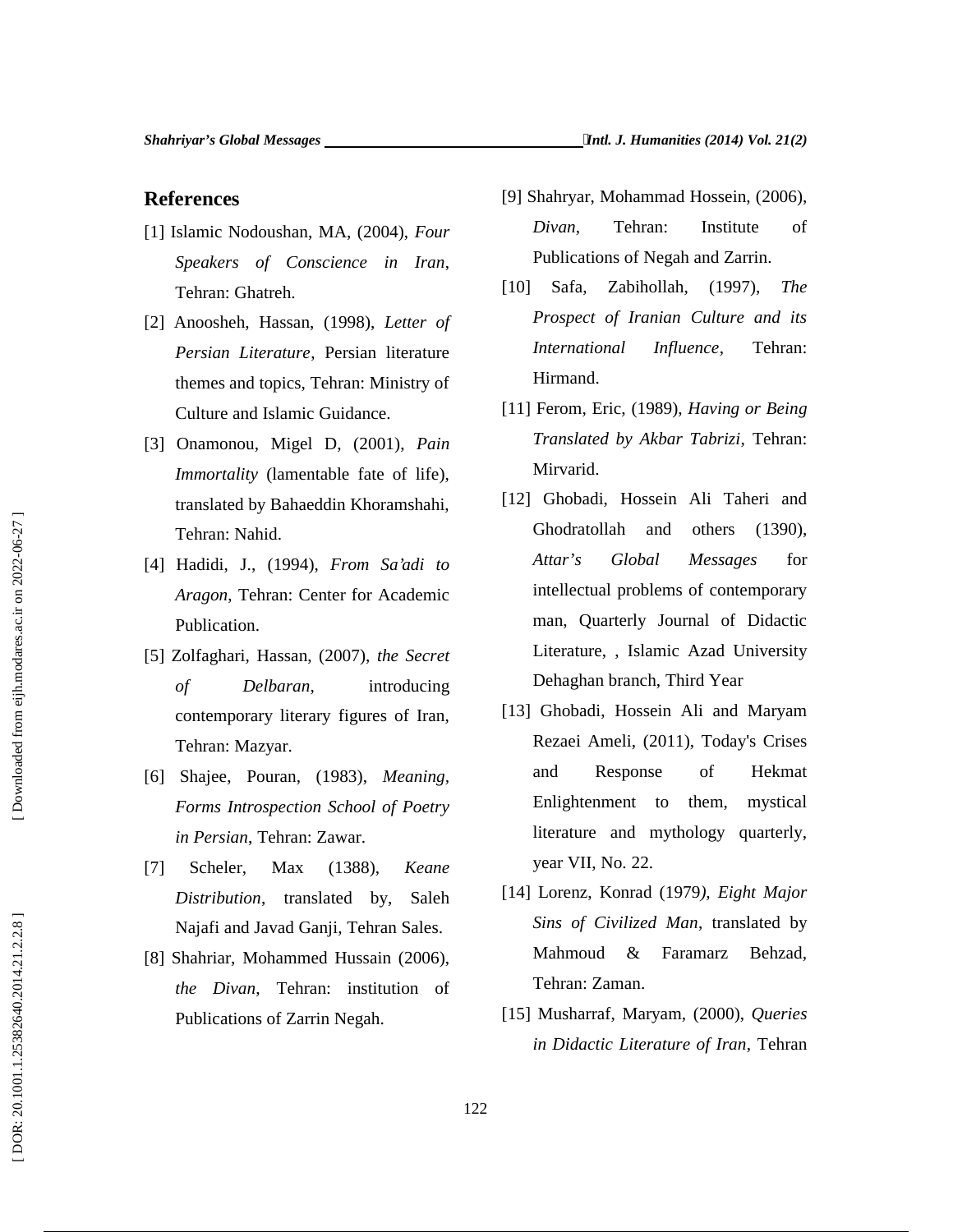## References

[1] Islamic Nodoushan, MA, (2004), *Four Speakers of Conscience in Iran*, Tehran: Ghatreh.

[2] Anoosheh, Hassan, (1998), *Letter of Persian Literature*, Persian literature themes and topics, Tehran: Ministry of Culture and Islamic Guidance.

[3] Onamonou, Migel D, (2001), *Pain Immortality* (lamentable fate of life), translated by Bahaeddin Khoramshahi, Tehran: Nahid.

[4] Hadidi, J., (1994), *From Sa'adi to Aragon*, Tehran: Center for Academic Publication.

[5] Zolfaghari, Hassan, (2007), *the Secret of Delbaran*, introducing contemporary literary figures of Iran, Tehran: Mazyar.

[6] Shajee, Pouran, (1983), *Meaning, Forms Introspection School of Poetry in Persian*, Tehran: Zawar.

[7] Scheler, Max (1388), *Keane Distribution*, translated by, Saleh Najafi and Javad Ganji, Tehran Sales.

[8] Shahriar, Mohammed Hussain (2006), *the Divan*, Tehran: institution of Publications of Zarrin Negah.

[9] Shahryar, Mohammad Hossein, (2006), *Divan*, Tehran: Institute of Publications of Negah and Zarrin.

[10] Safa, Zabihollah, (1997), *The Prospect of Iranian Culture and its International Influence*, Tehran: Hirmand.

[11] Ferom, Eric, (1989), *Having or Being Translated by Akbar Tabrizi*, Tehran: Mirvarid.

[12] Ghobadi, Hossein Ali Taheri and Ghodratollah and others (1390), *Attar's Global Messages* for intellectual problems of contemporary man, Quarterly Journal of Didactic Literature, , Islamic Azad University Dehaghan branch, Third Year

[13] Ghobadi, Hossein Ali and Maryam Rezaei Ameli, (2011), Today's Crises and Response of Hekmat Enlightenment to them, mystical literature and mythology quarterly, year VII, No. 22.

[14] Lorenz, Konrad (1979), *Eight Major Sins of Civilized Man*, translated by Mahmoud & Faramarz Behzad, Tehran: Zaman.

[15] Musharraf, Maryam, (2000), *Queries in Didactic Literature of Iran*, Tehran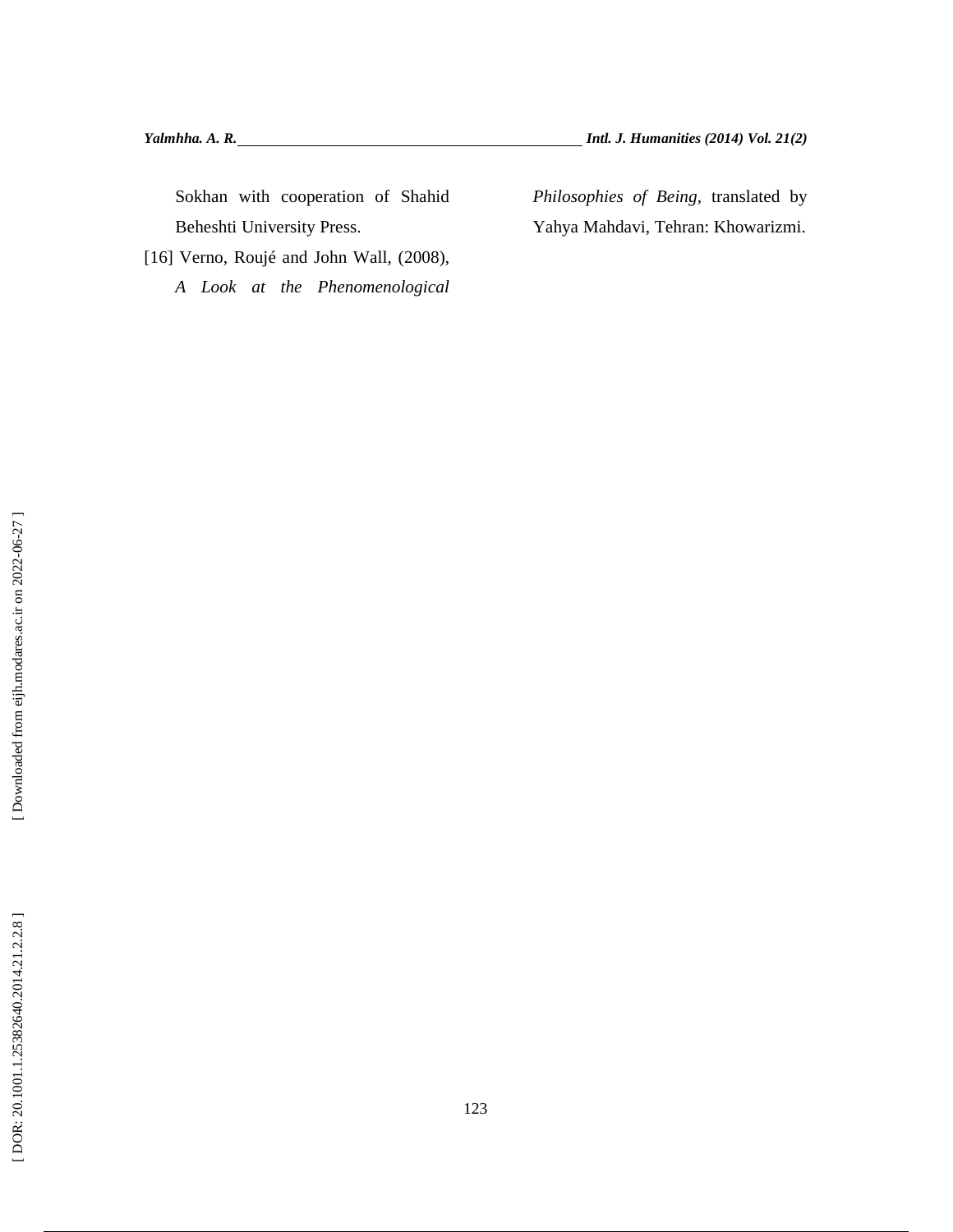Sokhan with cooperation of Shahid Beheshti University Press.

[16] Verno, Roujé and John Wall, (2008), *A Look at the Phenomenological Philosophies of Being*, translated by Yahya Mahdavi, Tehran: Khowarizmi.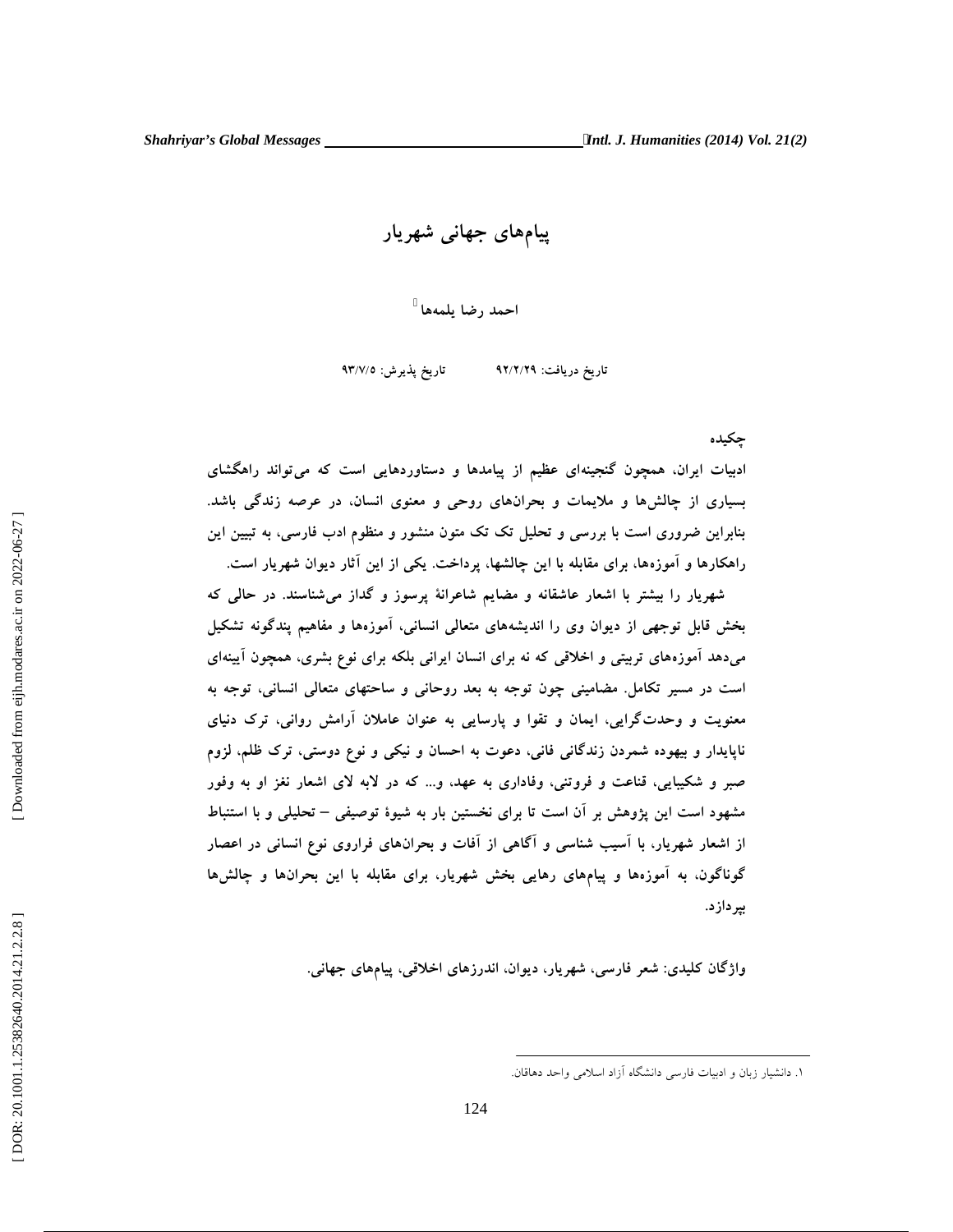# پیام‌های جهانی شهریار

احمد رضا یلمه‌ها [1]

تاریخ دریافت: ۹۲/۲/۲۹ تاریخ پذیرش: ۹۳/۷/۵

## چکیده

ادبیات ایران، همچون گنجینه‌ای عظیم از پیامدها و دستاوردهایی است که می‌تواند راهگشای بسیاری از چالش‌ها و ملایمات و بحران‌های روحی و معنوی انسان، در عرصه زندگی باشد. بنابراین ضروری است با بررسی و تحلیل تک تک متون منثور و منظوم ادب فارسی، به تبیین این راهکارها و آموزه‌ها، برای مقابله با این چالشها، پرداخت. یکی از این آثار دیوان شهریار است.

شهریار را بیشتر با اشعار عاشقانه و مضایم شاعرانهٔ پرسوز و گداز می‌شناسند. در حالی که بخش قابل توجهی از دیوان وی را اندیشه‌های متعالی انسانی، آموزه‌ها و مفاهیم پندگونه تشکیل می‌دهد آموزه‌های تربیتی و اخلاقی که نه برای انسان ایرانی بلکه برای نوع بشری، همچون آیینه‌ای است در مسیر تکامل. مضامینی چون توجه به بعد روحانی و ساحتهای متعالی انسانی، توجه به معنویت و وحدت‌گرایی، ایمان و تقوا و پارسایی به عنوان عاملان آرامش روانی، ترک دنیای ناپایدار و بیهوده شمردن زندگانی فانی، دعوت به احسان و نیکی و نوع دوستی، ترک ظلم، لزوم صبر و شکیبایی، قناعت و فروتنی، وفاداری به عهد، و... که در لابه لای اشعار نغز او به وفور مشهود است این پژوهش بر آن است تا برای نخستین بار به شیوهٔ توصیفی – تحلیلی و با استنباط از اشعار شهریار، با آسیب شناسی و آگاهی از آفات و بحران‌های فراروی نوع انسانی در اعصار گوناگون، به آموزه‌ها و پیام‌های رهایی بخش شهریار، برای مقابله با این بحران‌ها و چالش‌ها بپردازد.

**واژگان کلیدی:** شعر فارسی، شهریار، دیوان، اندرزهای اخلاقی، پیام‌های جهانی.

---

۱. دانشیار زبان و ادبیات فارسی دانشگاه آزاد اسلامی واحد دهاقان.